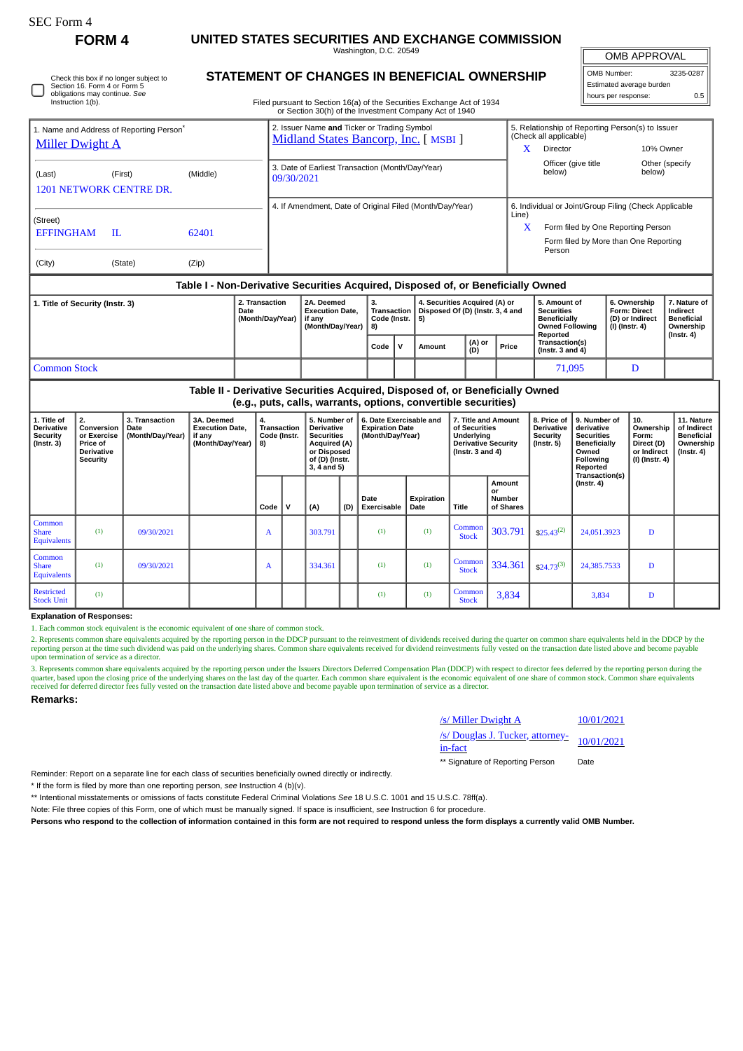SEC Form 4

# FORM 4

## UNITED STATES SECURITIES AND EXCHANGE COMMISSION

Washington, D.C. 20549

## STATEMENT OF CHANGES IN BENEFICIAL OWNERSHIP

Filed pursuant to Section 16(a) of the Securities Exchange Act of 1934 or Section 30(h) of the Investment Company Act of 1940

| OMB APPROVAL | |
|---|---|
| OMB Number: | 3235-0287 |
| Estimated average burden | |
| hours per response: | 0.5 |

☐ Check this box if no longer subject to Section 16. Form 4 or Form 5 obligations may continue. *See* Instruction 1(b).

1. Name and Address of Reporting Person*
Miller Dwight A

(Last) (First) (Middle)
1201 NETWORK CENTRE DR.

(Street)
EFFINGHAM IL 62401

(City) (State) (Zip)

2. Issuer Name **and** Ticker or Trading Symbol
Midland States Bancorp, Inc. [ MSBI ]

3. Date of Earliest Transaction (Month/Day/Year)
09/30/2021

4. If Amendment, Date of Original Filed (Month/Day/Year)

5. Relationship of Reporting Person(s) to Issuer (Check all applicable)
X Director
10% Owner
Officer (give title below)
Other (specify below)

6. Individual or Joint/Group Filing (Check Applicable Line)
X Form filed by One Reporting Person
Form filed by More than One Reporting Person

### Table I - Non-Derivative Securities Acquired, Disposed of, or Beneficially Owned

| 1. Title of Security (Instr. 3) | 2. Transaction Date (Month/Day/Year) | 2A. Deemed Execution Date, if any (Month/Day/Year) | 3. Transaction Code (Instr. 8) | | 4. Securities Acquired (A) or Disposed Of (D) (Instr. 3, 4 and 5) | | | 5. Amount of Securities Beneficially Owned Following Reported Transaction(s) (Instr. 3 and 4) | 6. Ownership Form: Direct (D) or Indirect (I) (Instr. 4) | 7. Nature of Indirect Beneficial Ownership (Instr. 4) |
|---|---|---|---|---|---|---|---|---|---|---|
| | | | Code | V | Amount | (A) or (D) | Price | | | |
| Common Stock | | | | | | | | 71,095 | D | |

### Table II - Derivative Securities Acquired, Disposed of, or Beneficially Owned (e.g., puts, calls, warrants, options, convertible securities)

| 1. Title of Derivative Security (Instr. 3) | 2. Conversion or Exercise Price of Derivative Security | 3. Transaction Date (Month/Day/Year) | 3A. Deemed Execution Date, if any (Month/Day/Year) | 4. Transaction Code (Instr. 8) | | 5. Number of Derivative Securities Acquired (A) or Disposed of (D) (Instr. 3, 4 and 5) | | 6. Date Exercisable and Expiration Date (Month/Day/Year) | | 7. Title and Amount of Securities Underlying Derivative Security (Instr. 3 and 4) | | 8. Price of Derivative Security (Instr. 5) | 9. Number of derivative Securities Beneficially Owned Following Reported Transaction(s) (Instr. 4) | 10. Ownership Form: Direct (D) or Indirect (I) (Instr. 4) | 11. Nature of Indirect Beneficial Ownership (Instr. 4) |
|---|---|---|---|---|---|---|---|---|---|---|---|---|---|---|---|
| | | | | Code | V | (A) | (D) | Date Exercisable | Expiration Date | Title | Amount or Number of Shares | | | | |
| Common Share Equivalents | (1) | 09/30/2021 | | A | | 303.791 | | (1) | (1) | Common Stock | 303.791 | $25.43(2) | 24,051.3923 | D | |
| Common Share Equivalents | (1) | 09/30/2021 | | A | | 334.361 | | (1) | (1) | Common Stock | 334.361 | $24.73(3) | 24,385.7533 | D | |
| Restricted Stock Unit | (1) | | | | | | | (1) | (1) | Common Stock | 3,834 | | 3,834 | D | |

**Explanation of Responses:**

1. Each common stock equivalent is the economic equivalent of one share of common stock.

2. Represents common share equivalents acquired by the reporting person in the DDCP pursuant to the reinvestment of dividends received during the quarter on common share equivalents held in the DDCP by the reporting person at the time such dividend was paid on the underlying shares. Common share equivalents received for dividend reinvestments fully vested on the transaction date listed above and become payable upon termination of service as a director.

3. Represents common share equivalents acquired by the reporting person under the Issuers Directors Deferred Compensation Plan (DDCP) with respect to director fees deferred by the reporting person during the quarter, based upon the closing price of the underlying shares on the last day of the quarter. Each common share equivalent is the economic equivalent of one share of common stock. Common share equivalents received for deferred director fees fully vested on the transaction date listed above and become payable upon termination of service as a director.

**Remarks:**

| | |
|---|---|
| /s/ Miller Dwight A | 10/01/2021 |
| /s/ Douglas J. Tucker, attorney-in-fact | 10/01/2021 |
| ** Signature of Reporting Person | Date |

Reminder: Report on a separate line for each class of securities beneficially owned directly or indirectly.

* If the form is filed by more than one reporting person, *see* Instruction 4 (b)(v).

** Intentional misstatements or omissions of facts constitute Federal Criminal Violations *See* 18 U.S.C. 1001 and 15 U.S.C. 78ff(a).

Note: File three copies of this Form, one of which must be manually signed. If space is insufficient, *see* Instruction 6 for procedure.

**Persons who respond to the collection of information contained in this form are not required to respond unless the form displays a currently valid OMB Number.**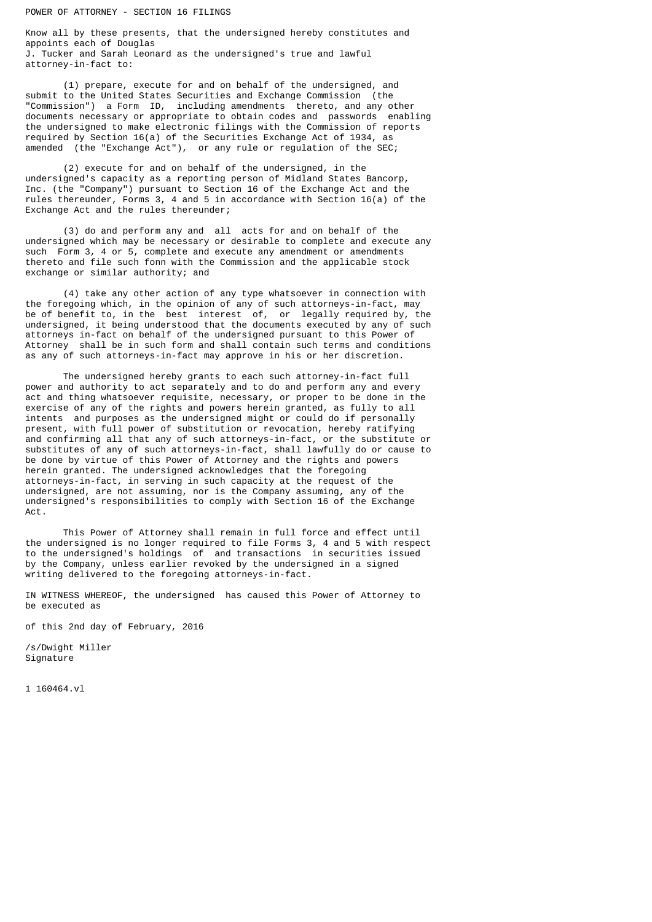POWER OF ATTORNEY - SECTION 16 FILINGS

Know all by these presents, that the undersigned hereby constitutes and appoints each of Douglas J. Tucker and Sarah Leonard as the undersigned's true and lawful attorney-in-fact to:

(1) prepare, execute for and on behalf of the undersigned, and submit to the United States Securities and Exchange Commission (the "Commission") a Form ID, including amendments thereto, and any other documents necessary or appropriate to obtain codes and passwords enabling the undersigned to make electronic filings with the Commission of reports required by Section 16(a) of the Securities Exchange Act of 1934, as amended (the "Exchange Act"), or any rule or regulation of the SEC;

(2) execute for and on behalf of the undersigned, in the undersigned's capacity as a reporting person of Midland States Bancorp, Inc. (the "Company") pursuant to Section 16 of the Exchange Act and the rules thereunder, Forms 3, 4 and 5 in accordance with Section 16(a) of the Exchange Act and the rules thereunder;

(3) do and perform any and all acts for and on behalf of the undersigned which may be necessary or desirable to complete and execute any such Form 3, 4 or 5, complete and execute any amendment or amendments thereto and file such fonn with the Commission and the applicable stock exchange or similar authority; and

(4) take any other action of any type whatsoever in connection with the foregoing which, in the opinion of any of such attorneys-in-fact, may be of benefit to, in the best interest of, or legally required by, the undersigned, it being understood that the documents executed by any of such attorneys in-fact on behalf of the undersigned pursuant to this Power of Attorney shall be in such form and shall contain such terms and conditions as any of such attorneys-in-fact may approve in his or her discretion.

The undersigned hereby grants to each such attorney-in-fact full power and authority to act separately and to do and perform any and every act and thing whatsoever requisite, necessary, or proper to be done in the exercise of any of the rights and powers herein granted, as fully to all intents and purposes as the undersigned might or could do if personally present, with full power of substitution or revocation, hereby ratifying and confirming all that any of such attorneys-in-fact, or the substitute or substitutes of any of such attorneys-in-fact, shall lawfully do or cause to be done by virtue of this Power of Attorney and the rights and powers herein granted. The undersigned acknowledges that the foregoing attorneys-in-fact, in serving in such capacity at the request of the undersigned, are not assuming, nor is the Company assuming, any of the undersigned's responsibilities to comply with Section 16 of the Exchange Act.

This Power of Attorney shall remain in full force and effect until the undersigned is no longer required to file Forms 3, 4 and 5 with respect to the undersigned's holdings of and transactions in securities issued by the Company, unless earlier revoked by the undersigned in a signed writing delivered to the foregoing attorneys-in-fact.

IN WITNESS WHEREOF, the undersigned has caused this Power of Attorney to be executed as

of this 2nd day of February, 2016

/s/Dwight Miller
Signature

1 160464.vl